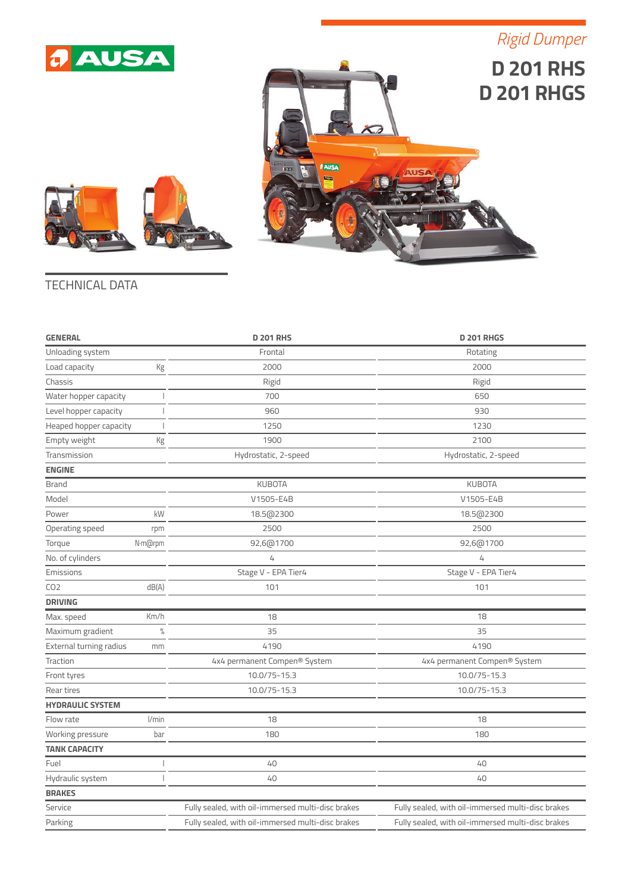AUSA

*Rigid Dumper*

# D 201 RHS
# D 201 RHGS

## TECHNICAL DATA

| GENERAL | | D 201 RHS | D 201 RHGS |
|---|---|---|---|
| Unloading system | | Frontal | Rotating |
| Load capacity | Kg | 2000 | 2000 |
| Chassis | | Rigid | Rigid |
| Water hopper capacity | l | 700 | 650 |
| Level hopper capacity | l | 960 | 930 |
| Heaped hopper capacity | l | 1250 | 1230 |
| Empty weight | Kg | 1900 | 2100 |
| Transmission | | Hydrostatic, 2-speed | Hydrostatic, 2-speed |
| **ENGINE** | | | |
| Brand | | KUBOTA | KUBOTA |
| Model | | V1505-E4B | V1505-E4B |
| Power | kW | 18.5@2300 | 18.5@2300 |
| Operating speed | rpm | 2500 | 2500 |
| Torque | N·m@rpm | 92,6@1700 | 92,6@1700 |
| No. of cylinders | | 4 | 4 |
| Emissions | | Stage V - EPA Tier4 | Stage V - EPA Tier4 |
| CO2 | dB(A) | 101 | 101 |
| **DRIVING** | | | |
| Max. speed | Km/h | 18 | 18 |
| Maximum gradient | % | 35 | 35 |
| External turning radius | mm | 4190 | 4190 |
| Traction | | 4x4 permanent Compen® System | 4x4 permanent Compen® System |
| Front tyres | | 10.0/75-15.3 | 10.0/75-15.3 |
| Rear tires | | 10.0/75-15.3 | 10.0/75-15.3 |
| **HYDRAULIC SYSTEM** | | | |
| Flow rate | l/min | 18 | 18 |
| Working pressure | bar | 180 | 180 |
| **TANK CAPACITY** | | | |
| Fuel | l | 40 | 40 |
| Hydraulic system | l | 40 | 40 |
| **BRAKES** | | | |
| Service | | Fully sealed, with oil-immersed multi-disc brakes | Fully sealed, with oil-immersed multi-disc brakes |
| Parking | | Fully sealed, with oil-immersed multi-disc brakes | Fully sealed, with oil-immersed multi-disc brakes |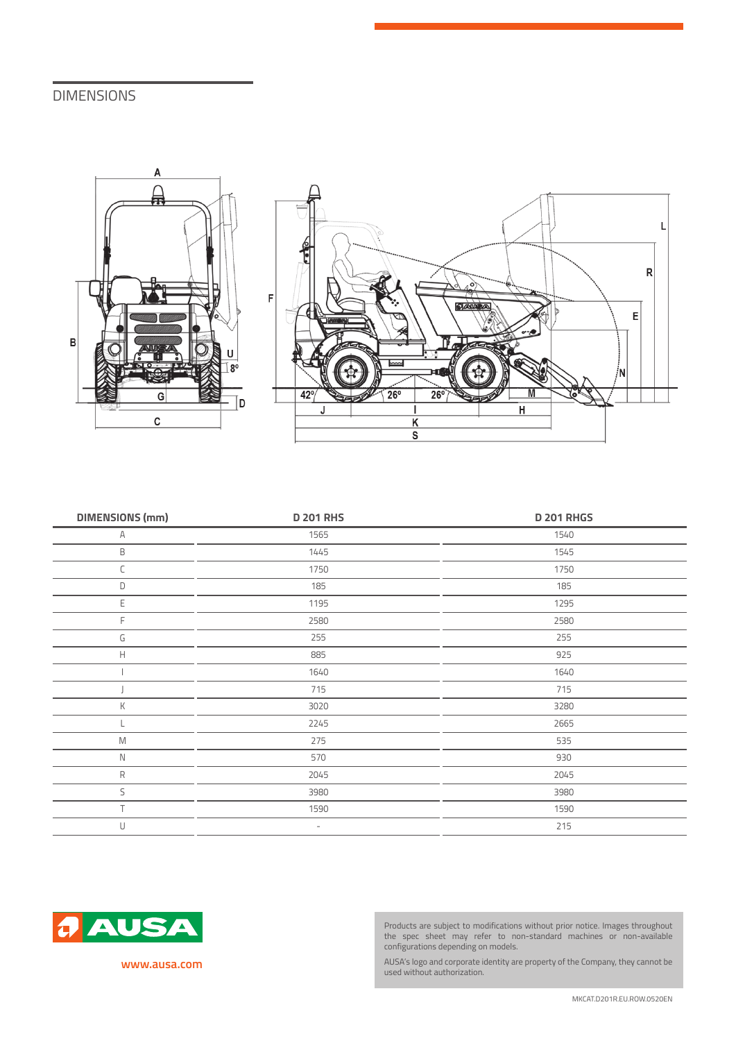## DIMENSIONS

A
B
C
D
E
F
G
H
I
J
K
L
M
N
R
S
U
8º
42º
26º
26º

| DIMENSIONS (mm) | D 201 RHS | D 201 RHGS |
|---|---|---|
| A | 1565 | 1540 |
| B | 1445 | 1545 |
| C | 1750 | 1750 |
| D | 185 | 185 |
| E | 1195 | 1295 |
| F | 2580 | 2580 |
| G | 255 | 255 |
| H | 885 | 925 |
| I | 1640 | 1640 |
| J | 715 | 715 |
| K | 3020 | 3280 |
| L | 2245 | 2665 |
| M | 275 | 535 |
| N | 570 | 930 |
| R | 2045 | 2045 |
| S | 3980 | 3980 |
| T | 1590 | 1590 |
| U | - | 215 |

AUSA

www.ausa.com

Products are subject to modifications without prior notice. Images throughout the spec sheet may refer to non-standard machines or non-available configurations depending on models.

AUSA's logo and corporate identity are property of the Company, they cannot be used without authorization.

MKCAT.D201R.EU.ROW.0520EN